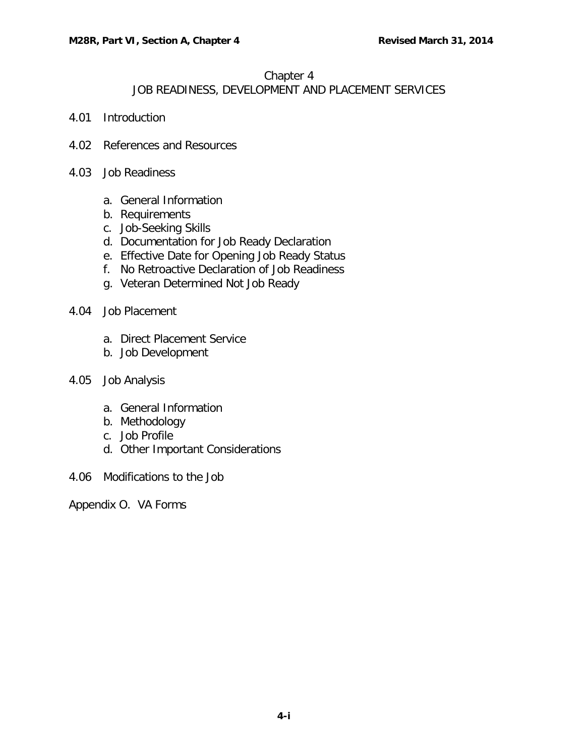# Chapter 4
## JOB READINESS, DEVELOPMENT AND PLACEMENT SERVICES

4.01 Introduction

4.02 References and Resources

4.03 Job Readiness

a. General Information
b. Requirements
c. Job-Seeking Skills
d. Documentation for Job Ready Declaration
e. Effective Date for Opening Job Ready Status
f. No Retroactive Declaration of Job Readiness
g. Veteran Determined Not Job Ready

4.04 Job Placement

a. Direct Placement Service
b. Job Development

4.05 Job Analysis

a. General Information
b. Methodology
c. Job Profile
d. Other Important Considerations

4.06 Modifications to the Job

Appendix O. VA Forms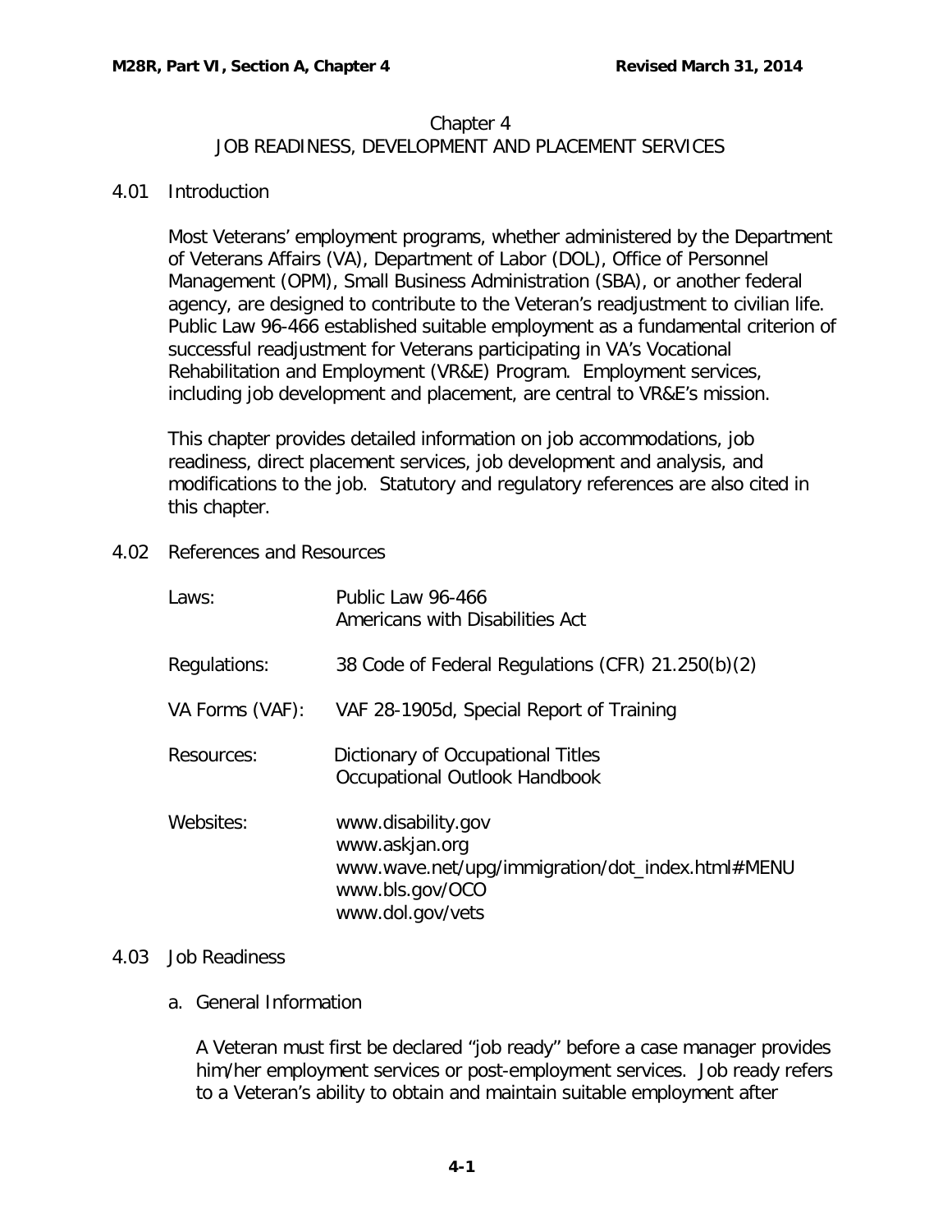# Chapter 4
## JOB READINESS, DEVELOPMENT AND PLACEMENT SERVICES

### 4.01 Introduction

Most Veterans' employment programs, whether administered by the Department of Veterans Affairs (VA), Department of Labor (DOL), Office of Personnel Management (OPM), Small Business Administration (SBA), or another federal agency, are designed to contribute to the Veteran's readjustment to civilian life. Public Law 96-466 established suitable employment as a fundamental criterion of successful readjustment for Veterans participating in VA's Vocational Rehabilitation and Employment (VR&E) Program. Employment services, including job development and placement, are central to VR&E's mission.

This chapter provides detailed information on job accommodations, job readiness, direct placement services, job development and analysis, and modifications to the job. Statutory and regulatory references are also cited in this chapter.

### 4.02 References and Resources

| | |
|---|---|
| Laws: | Public Law 96-466<br>Americans with Disabilities Act |
| Regulations: | 38 Code of Federal Regulations (CFR) 21.250(b)(2) |
| VA Forms (VAF): | VAF 28-1905d, Special Report of Training |
| Resources: | Dictionary of Occupational Titles<br>Occupational Outlook Handbook |
| Websites: | www.disability.gov<br>www.askjan.org<br>www.wave.net/upg/immigration/dot_index.html#MENU<br>www.bls.gov/OCO<br>www.dol.gov/vets |

### 4.03 Job Readiness

#### a. General Information

A Veteran must first be declared "job ready" before a case manager provides him/her employment services or post-employment services. Job ready refers to a Veteran's ability to obtain and maintain suitable employment after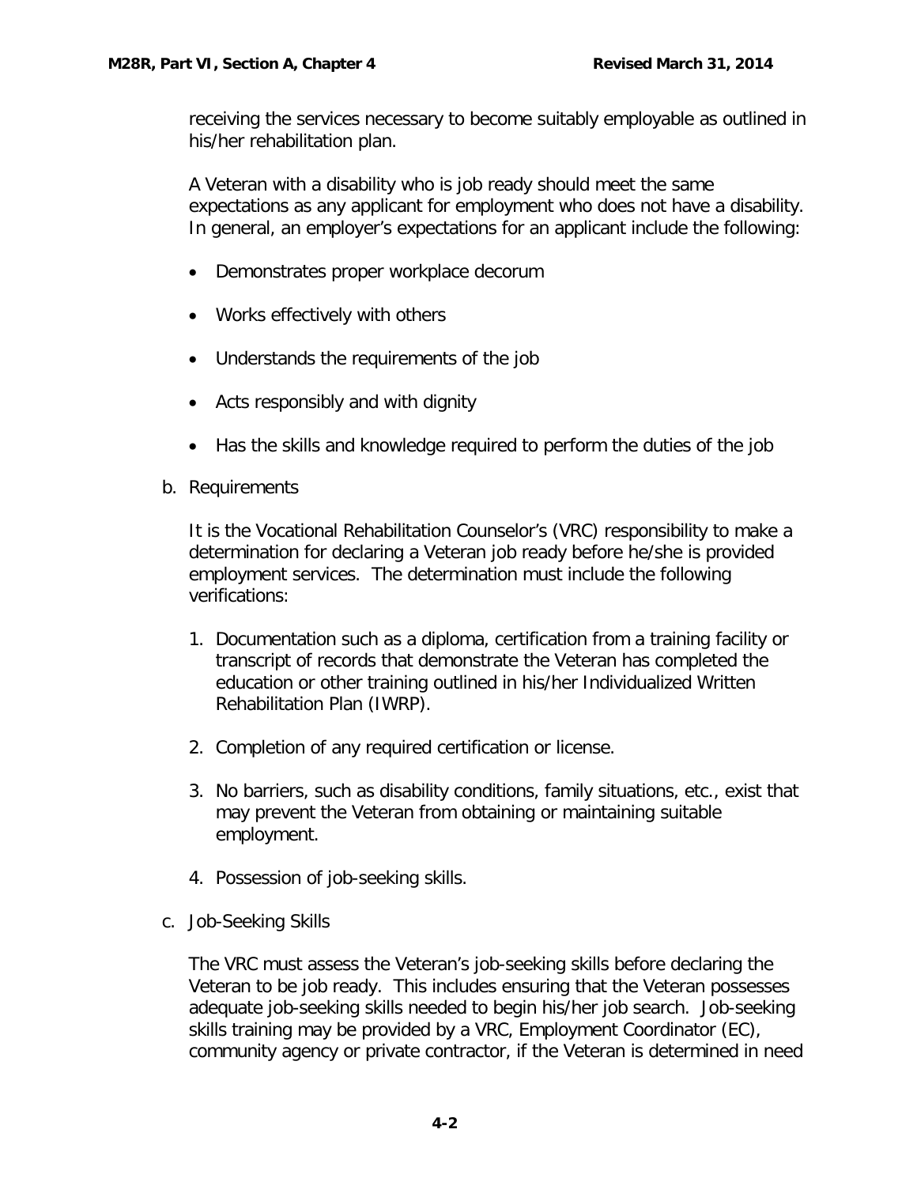receiving the services necessary to become suitably employable as outlined in his/her rehabilitation plan.

A Veteran with a disability who is job ready should meet the same expectations as any applicant for employment who does not have a disability. In general, an employer's expectations for an applicant include the following:

- Demonstrates proper workplace decorum
- Works effectively with others
- Understands the requirements of the job
- Acts responsibly and with dignity
- Has the skills and knowledge required to perform the duties of the job

b. Requirements

It is the Vocational Rehabilitation Counselor's (VRC) responsibility to make a determination for declaring a Veteran job ready before he/she is provided employment services. The determination must include the following verifications:

1. Documentation such as a diploma, certification from a training facility or transcript of records that demonstrate the Veteran has completed the education or other training outlined in his/her Individualized Written Rehabilitation Plan (IWRP).
2. Completion of any required certification or license.
3. No barriers, such as disability conditions, family situations, etc., exist that may prevent the Veteran from obtaining or maintaining suitable employment.
4. Possession of job-seeking skills.

c. Job-Seeking Skills

The VRC must assess the Veteran's job-seeking skills before declaring the Veteran to be job ready. This includes ensuring that the Veteran possesses adequate job-seeking skills needed to begin his/her job search. Job-seeking skills training may be provided by a VRC, Employment Coordinator (EC), community agency or private contractor, if the Veteran is determined in need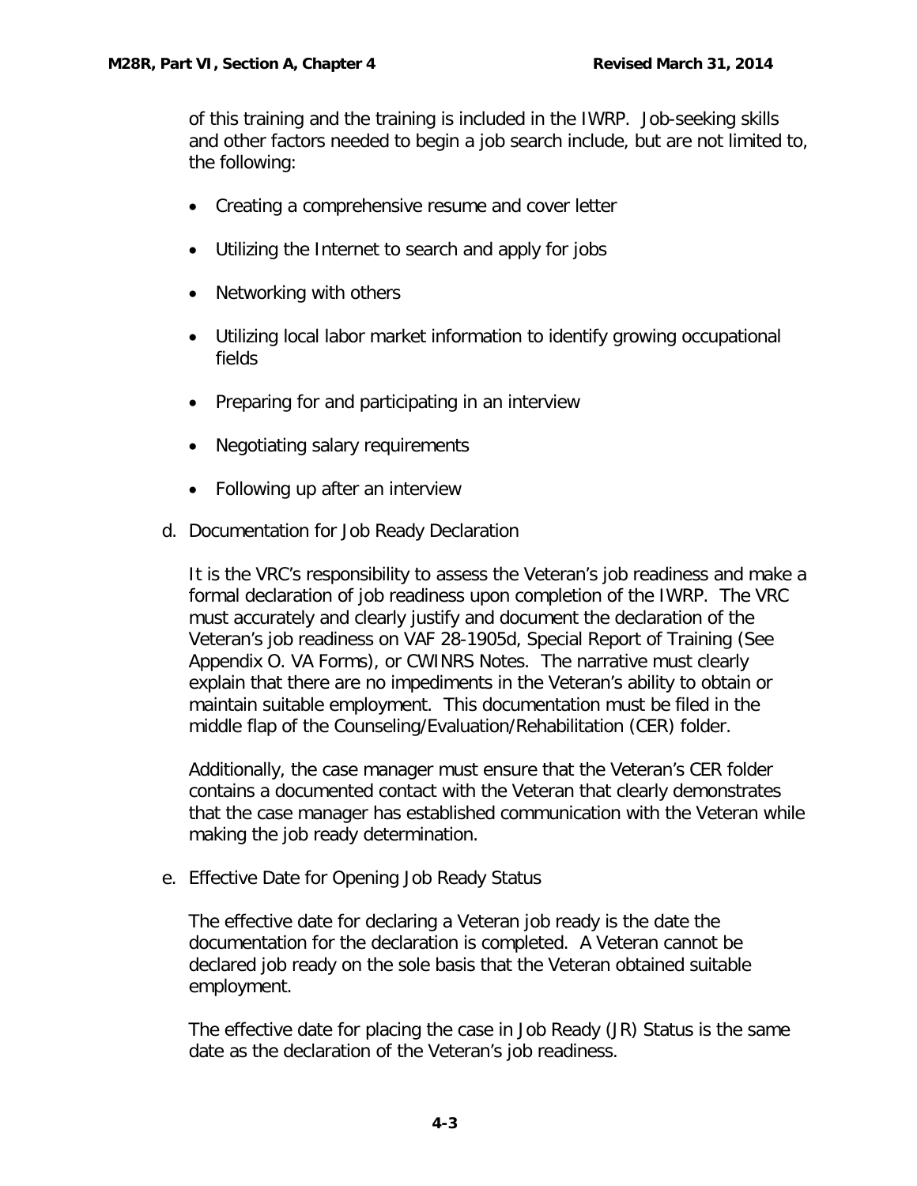of this training and the training is included in the IWRP. Job-seeking skills and other factors needed to begin a job search include, but are not limited to, the following:

- Creating a comprehensive resume and cover letter
- Utilizing the Internet to search and apply for jobs
- Networking with others
- Utilizing local labor market information to identify growing occupational fields
- Preparing for and participating in an interview
- Negotiating salary requirements
- Following up after an interview

d. Documentation for Job Ready Declaration

It is the VRC's responsibility to assess the Veteran's job readiness and make a formal declaration of job readiness upon completion of the IWRP. The VRC must accurately and clearly justify and document the declaration of the Veteran's job readiness on VAF 28-1905d, Special Report of Training (See Appendix O. VA Forms), or CWINRS Notes. The narrative must clearly explain that there are no impediments in the Veteran's ability to obtain or maintain suitable employment. This documentation must be filed in the middle flap of the Counseling/Evaluation/Rehabilitation (CER) folder.

Additionally, the case manager must ensure that the Veteran's CER folder contains a documented contact with the Veteran that clearly demonstrates that the case manager has established communication with the Veteran while making the job ready determination.

e. Effective Date for Opening Job Ready Status

The effective date for declaring a Veteran job ready is the date the documentation for the declaration is completed. A Veteran cannot be declared job ready on the sole basis that the Veteran obtained suitable employment.

The effective date for placing the case in Job Ready (JR) Status is the same date as the declaration of the Veteran's job readiness.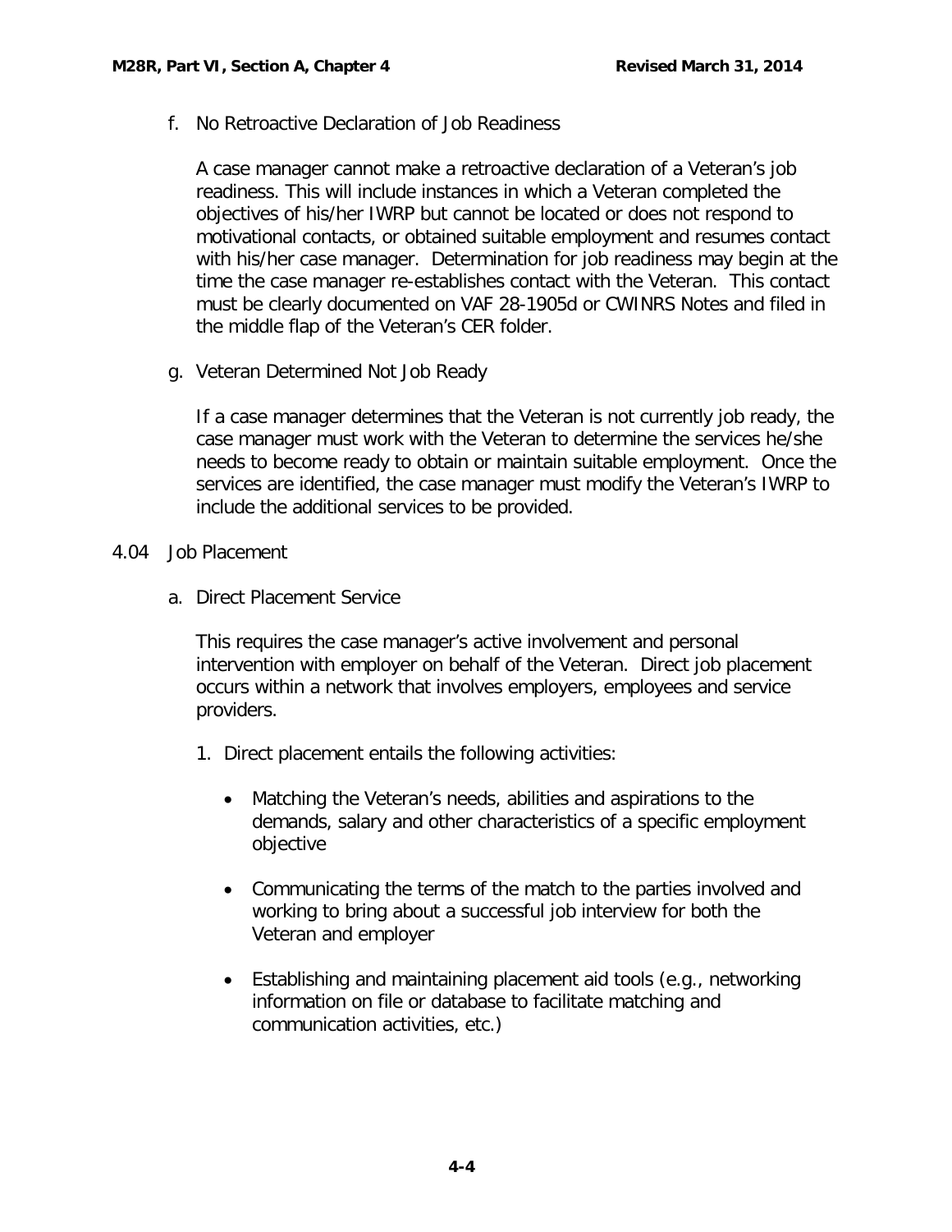f. No Retroactive Declaration of Job Readiness

A case manager cannot make a retroactive declaration of a Veteran's job readiness. This will include instances in which a Veteran completed the objectives of his/her IWRP but cannot be located or does not respond to motivational contacts, or obtained suitable employment and resumes contact with his/her case manager. Determination for job readiness may begin at the time the case manager re-establishes contact with the Veteran. This contact must be clearly documented on VAF 28-1905d or CWINRS Notes and filed in the middle flap of the Veteran's CER folder.

g. Veteran Determined Not Job Ready

If a case manager determines that the Veteran is not currently job ready, the case manager must work with the Veteran to determine the services he/she needs to become ready to obtain or maintain suitable employment. Once the services are identified, the case manager must modify the Veteran's IWRP to include the additional services to be provided.

## 4.04 Job Placement

a. Direct Placement Service

This requires the case manager's active involvement and personal intervention with employer on behalf of the Veteran. Direct job placement occurs within a network that involves employers, employees and service providers.

1. Direct placement entails the following activities:

   - Matching the Veteran's needs, abilities and aspirations to the demands, salary and other characteristics of a specific employment objective
   - Communicating the terms of the match to the parties involved and working to bring about a successful job interview for both the Veteran and employer
   - Establishing and maintaining placement aid tools (e.g., networking information on file or database to facilitate matching and communication activities, etc.)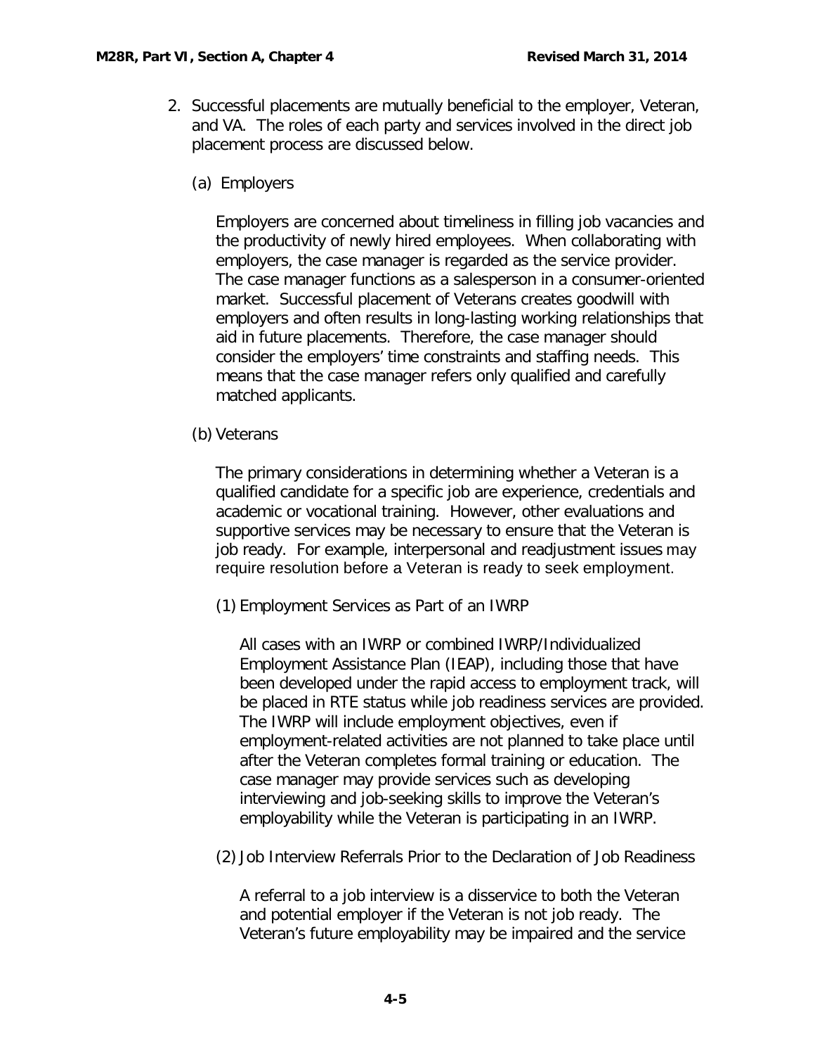2. Successful placements are mutually beneficial to the employer, Veteran, and VA. The roles of each party and services involved in the direct job placement process are discussed below.

   (a) Employers

   Employers are concerned about timeliness in filling job vacancies and the productivity of newly hired employees. When collaborating with employers, the case manager is regarded as the service provider. The case manager functions as a salesperson in a consumer-oriented market. Successful placement of Veterans creates goodwill with employers and often results in long-lasting working relationships that aid in future placements. Therefore, the case manager should consider the employers' time constraints and staffing needs. This means that the case manager refers only qualified and carefully matched applicants.

   (b) Veterans

   The primary considerations in determining whether a Veteran is a qualified candidate for a specific job are experience, credentials and academic or vocational training. However, other evaluations and supportive services may be necessary to ensure that the Veteran is job ready. For example, interpersonal and readjustment issues may require resolution before a Veteran is ready to seek employment.

   (1) Employment Services as Part of an IWRP

   All cases with an IWRP or combined IWRP/Individualized Employment Assistance Plan (IEAP), including those that have been developed under the rapid access to employment track, will be placed in RTE status while job readiness services are provided. The IWRP will include employment objectives, even if employment-related activities are not planned to take place until after the Veteran completes formal training or education. The case manager may provide services such as developing interviewing and job-seeking skills to improve the Veteran's employability while the Veteran is participating in an IWRP.

   (2) Job Interview Referrals Prior to the Declaration of Job Readiness

   A referral to a job interview is a disservice to both the Veteran and potential employer if the Veteran is not job ready. The Veteran's future employability may be impaired and the service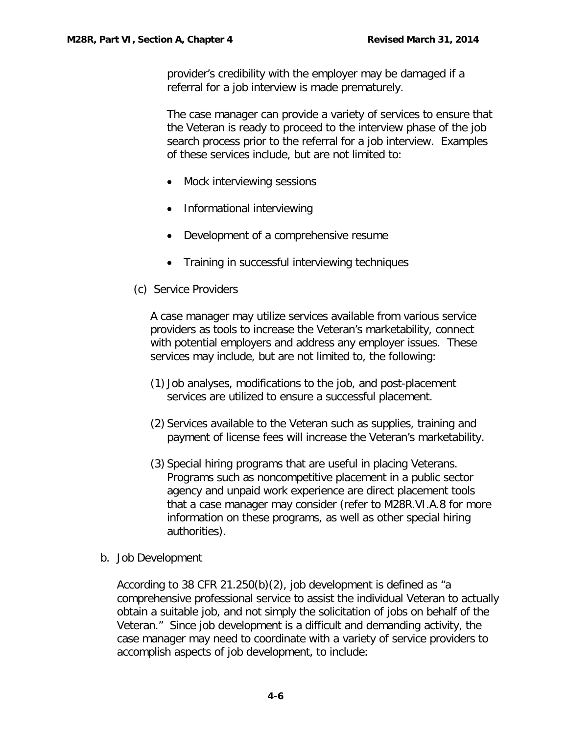provider's credibility with the employer may be damaged if a referral for a job interview is made prematurely.

The case manager can provide a variety of services to ensure that the Veteran is ready to proceed to the interview phase of the job search process prior to the referral for a job interview. Examples of these services include, but are not limited to:

- Mock interviewing sessions
- Informational interviewing
- Development of a comprehensive resume
- Training in successful interviewing techniques

(c) Service Providers

A case manager may utilize services available from various service providers as tools to increase the Veteran's marketability, connect with potential employers and address any employer issues. These services may include, but are not limited to, the following:

(1) Job analyses, modifications to the job, and post-placement services are utilized to ensure a successful placement.

(2) Services available to the Veteran such as supplies, training and payment of license fees will increase the Veteran's marketability.

(3) Special hiring programs that are useful in placing Veterans. Programs such as noncompetitive placement in a public sector agency and unpaid work experience are direct placement tools that a case manager may consider (refer to M28R.VI.A.8 for more information on these programs, as well as other special hiring authorities).

b. Job Development

According to 38 CFR 21.250(b)(2), job development is defined as "a comprehensive professional service to assist the individual Veteran to actually obtain a suitable job, and not simply the solicitation of jobs on behalf of the Veteran." Since job development is a difficult and demanding activity, the case manager may need to coordinate with a variety of service providers to accomplish aspects of job development, to include: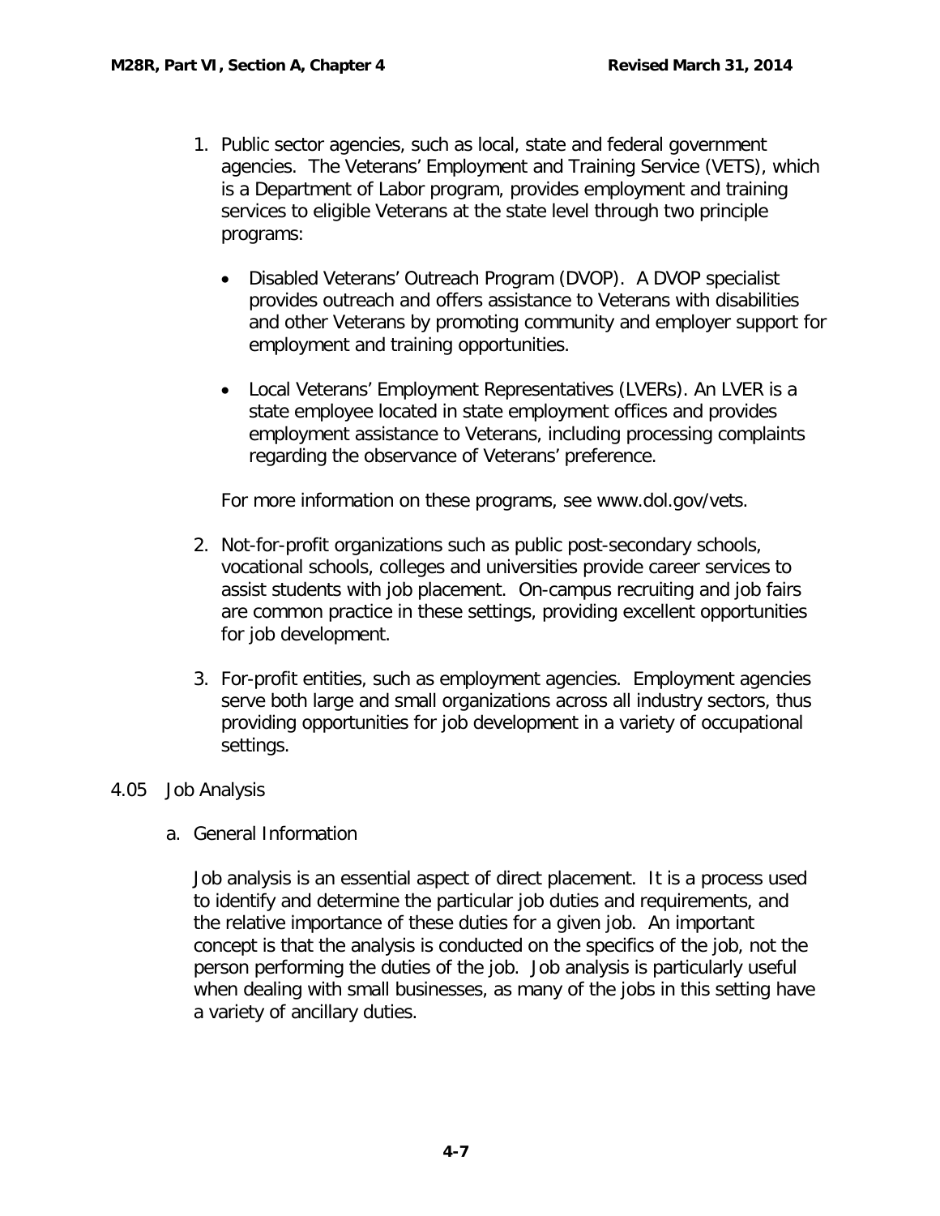1. Public sector agencies, such as local, state and federal government agencies. The Veterans' Employment and Training Service (VETS), which is a Department of Labor program, provides employment and training services to eligible Veterans at the state level through two principle programs:

   - Disabled Veterans' Outreach Program (DVOP). A DVOP specialist provides outreach and offers assistance to Veterans with disabilities and other Veterans by promoting community and employer support for employment and training opportunities.

   - Local Veterans' Employment Representatives (LVERs). An LVER is a state employee located in state employment offices and provides employment assistance to Veterans, including processing complaints regarding the observance of Veterans' preference.

   For more information on these programs, see www.dol.gov/vets.

2. Not-for-profit organizations such as public post-secondary schools, vocational schools, colleges and universities provide career services to assist students with job placement. On-campus recruiting and job fairs are common practice in these settings, providing excellent opportunities for job development.

3. For-profit entities, such as employment agencies. Employment agencies serve both large and small organizations across all industry sectors, thus providing opportunities for job development in a variety of occupational settings.

## 4.05 Job Analysis

### a. General Information

Job analysis is an essential aspect of direct placement. It is a process used to identify and determine the particular job duties and requirements, and the relative importance of these duties for a given job. An important concept is that the analysis is conducted on the specifics of the job, not the person performing the duties of the job. Job analysis is particularly useful when dealing with small businesses, as many of the jobs in this setting have a variety of ancillary duties.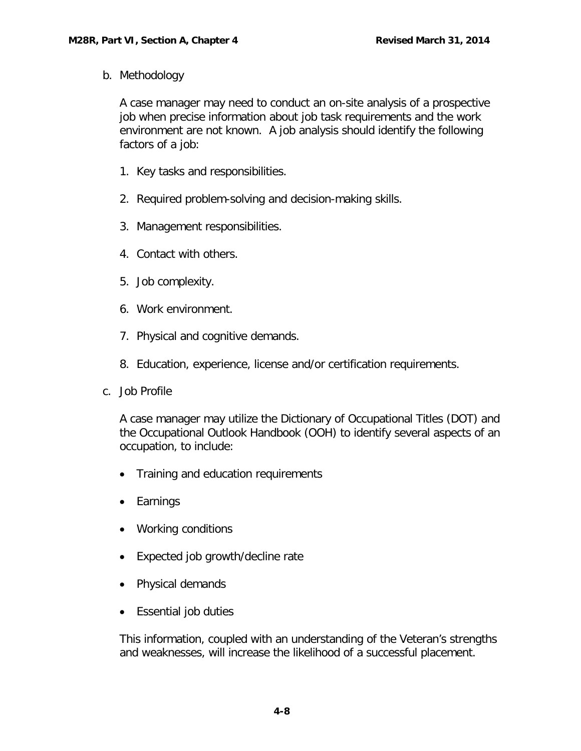b. Methodology

A case manager may need to conduct an on-site analysis of a prospective job when precise information about job task requirements and the work environment are not known. A job analysis should identify the following factors of a job:

1. Key tasks and responsibilities.

2. Required problem-solving and decision-making skills.

3. Management responsibilities.

4. Contact with others.

5. Job complexity.

6. Work environment.

7. Physical and cognitive demands.

8. Education, experience, license and/or certification requirements.

c. Job Profile

A case manager may utilize the Dictionary of Occupational Titles (DOT) and the Occupational Outlook Handbook (OOH) to identify several aspects of an occupation, to include:

- Training and education requirements
- Earnings
- Working conditions
- Expected job growth/decline rate
- Physical demands
- Essential job duties

This information, coupled with an understanding of the Veteran's strengths and weaknesses, will increase the likelihood of a successful placement.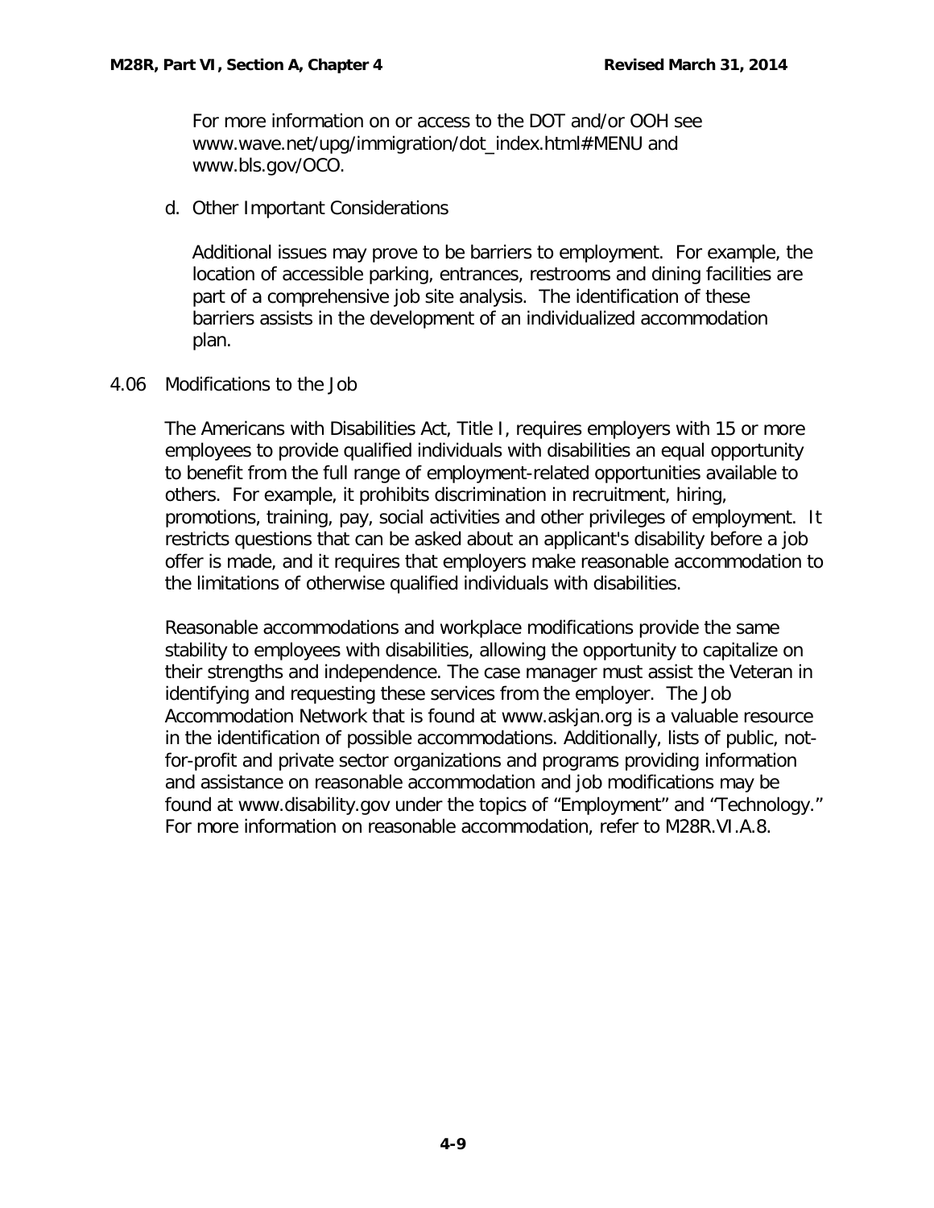For more information on or access to the DOT and/or OOH see www.wave.net/upg/immigration/dot_index.html#MENU and www.bls.gov/OCO.

d. Other Important Considerations

Additional issues may prove to be barriers to employment. For example, the location of accessible parking, entrances, restrooms and dining facilities are part of a comprehensive job site analysis. The identification of these barriers assists in the development of an individualized accommodation plan.

## 4.06 Modifications to the Job

The Americans with Disabilities Act, Title I, requires employers with 15 or more employees to provide qualified individuals with disabilities an equal opportunity to benefit from the full range of employment-related opportunities available to others. For example, it prohibits discrimination in recruitment, hiring, promotions, training, pay, social activities and other privileges of employment. It restricts questions that can be asked about an applicant's disability before a job offer is made, and it requires that employers make reasonable accommodation to the limitations of otherwise qualified individuals with disabilities.

Reasonable accommodations and workplace modifications provide the same stability to employees with disabilities, allowing the opportunity to capitalize on their strengths and independence. The case manager must assist the Veteran in identifying and requesting these services from the employer. The Job Accommodation Network that is found at www.askjan.org is a valuable resource in the identification of possible accommodations. Additionally, lists of public, not-for-profit and private sector organizations and programs providing information and assistance on reasonable accommodation and job modifications may be found at www.disability.gov under the topics of "Employment" and "Technology." For more information on reasonable accommodation, refer to M28R.VI.A.8.